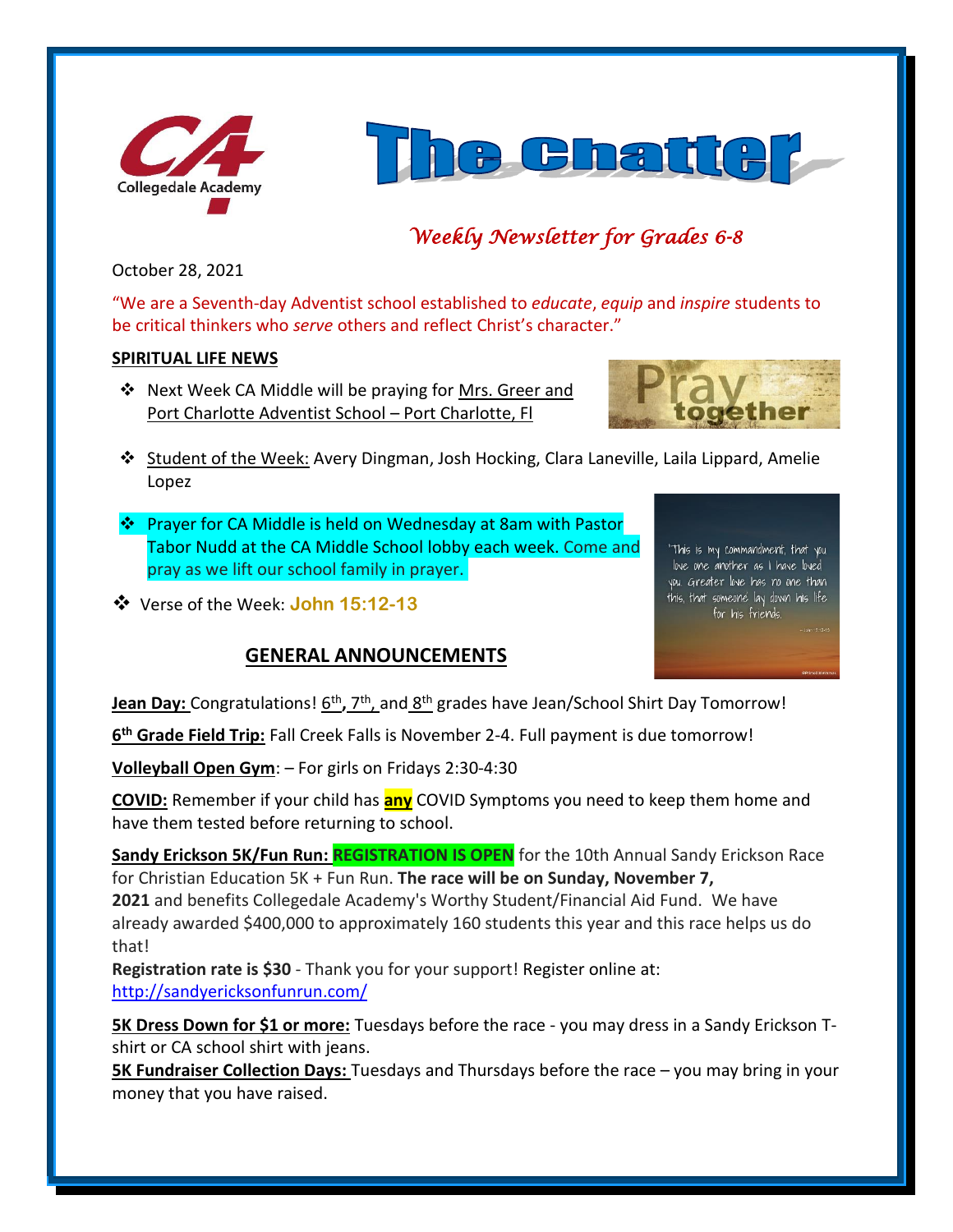# The Chatter

*Weekly Newsletter for Grades 6-8*

October 28, 2021

"We are a Seventh-day Adventist school established to *educate*, *equip* and *inspire* students to be critical thinkers who *serve* others and reflect Christ's character."

## SPIRITUAL LIFE NEWS

- Next Week CA Middle will be praying for Mrs. Greer and Port Charlotte Adventist School – Port Charlotte, Fl
- Student of the Week: Avery Dingman, Josh Hocking, Clara Laneville, Laila Lippard, Amelie Lopez
- Prayer for CA Middle is held on Wednesday at 8am with Pastor Tabor Nudd at the CA Middle School lobby each week. Come and pray as we lift our school family in prayer.
- Verse of the Week: **John 15:12-13**

## GENERAL ANNOUNCEMENTS

**Jean Day:** Congratulations! 6th, 7th, and 8th grades have Jean/School Shirt Day Tomorrow!

**6th Grade Field Trip:** Fall Creek Falls is November 2-4. Full payment is due tomorrow!

**Volleyball Open Gym**: – For girls on Fridays 2:30-4:30

**COVID:** Remember if your child has **any** COVID Symptoms you need to keep them home and have them tested before returning to school.

**Sandy Erickson 5K/Fun Run: REGISTRATION IS OPEN** for the 10th Annual Sandy Erickson Race for Christian Education 5K + Fun Run. **The race will be on Sunday, November 7, 2021** and benefits Collegedale Academy's Worthy Student/Financial Aid Fund. We have already awarded $400,000 to approximately 160 students this year and this race helps us do that!

**Registration rate is $30** - Thank you for your support! Register online at: http://sandyericksonfunrun.com/

**5K Dress Down for $1 or more:** Tuesdays before the race - you may dress in a Sandy Erickson T-shirt or CA school shirt with jeans.

**5K Fundraiser Collection Days:** Tuesdays and Thursdays before the race – you may bring in your money that you have raised.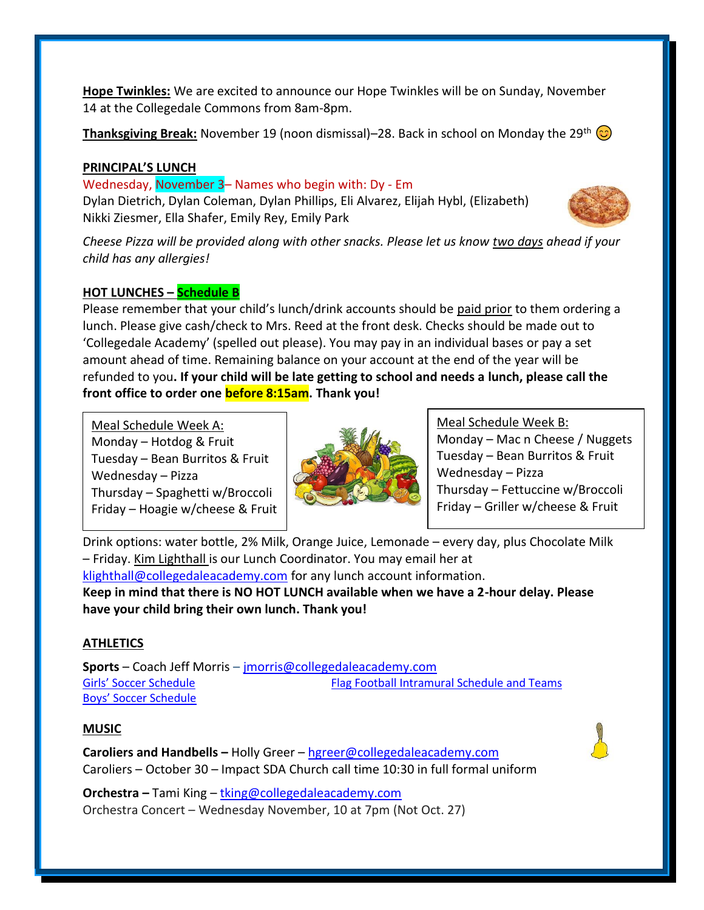**Hope Twinkles:** We are excited to announce our Hope Twinkles will be on Sunday, November 14 at the Collegedale Commons from 8am-8pm.

**Thanksgiving Break:** November 19 (noon dismissal)–28. Back in school on Monday the 29th 😊

**PRINCIPAL'S LUNCH**

Wednesday, November 3– Names who begin with: Dy - Em
Dylan Dietrich, Dylan Coleman, Dylan Phillips, Eli Alvarez, Elijah Hybl, (Elizabeth) Nikki Ziesmer, Ella Shafer, Emily Rey, Emily Park

*Cheese Pizza will be provided along with other snacks. Please let us know two days ahead if your child has any allergies!*

**HOT LUNCHES – Schedule B**

Please remember that your child's lunch/drink accounts should be paid prior to them ordering a lunch. Please give cash/check to Mrs. Reed at the front desk. Checks should be made out to 'Collegedale Academy' (spelled out please). You may pay in an individual bases or pay a set amount ahead of time. Remaining balance on your account at the end of the year will be refunded to you**. If your child will be late getting to school and needs a lunch, please call the front office to order one before 8:15am. Thank you!**

Meal Schedule Week A:
Monday – Hotdog & Fruit
Tuesday – Bean Burritos & Fruit
Wednesday – Pizza
Thursday – Spaghetti w/Broccoli
Friday – Hoagie w/cheese & Fruit

Meal Schedule Week B:
Monday – Mac n Cheese / Nuggets
Tuesday – Bean Burritos & Fruit
Wednesday – Pizza
Thursday – Fettuccine w/Broccoli
Friday – Griller w/cheese & Fruit

Drink options: water bottle, 2% Milk, Orange Juice, Lemonade – every day, plus Chocolate Milk – Friday. Kim Lighthall is our Lunch Coordinator. You may email her at klighthall@collegedaleacademy.com for any lunch account information.

**Keep in mind that there is NO HOT LUNCH available when we have a 2-hour delay. Please have your child bring their own lunch. Thank you!**

**ATHLETICS**

**Sports** – Coach Jeff Morris – jmorris@collegedaleacademy.com

Girls' Soccer Schedule
Boys' Soccer Schedule
Flag Football Intramural Schedule and Teams

**MUSIC**

**Caroliers and Handbells –** Holly Greer – hgreer@collegedaleacademy.com
Caroliers – October 30 – Impact SDA Church call time 10:30 in full formal uniform

**Orchestra –** Tami King – tking@collegedaleacademy.com
Orchestra Concert – Wednesday November, 10 at 7pm (Not Oct. 27)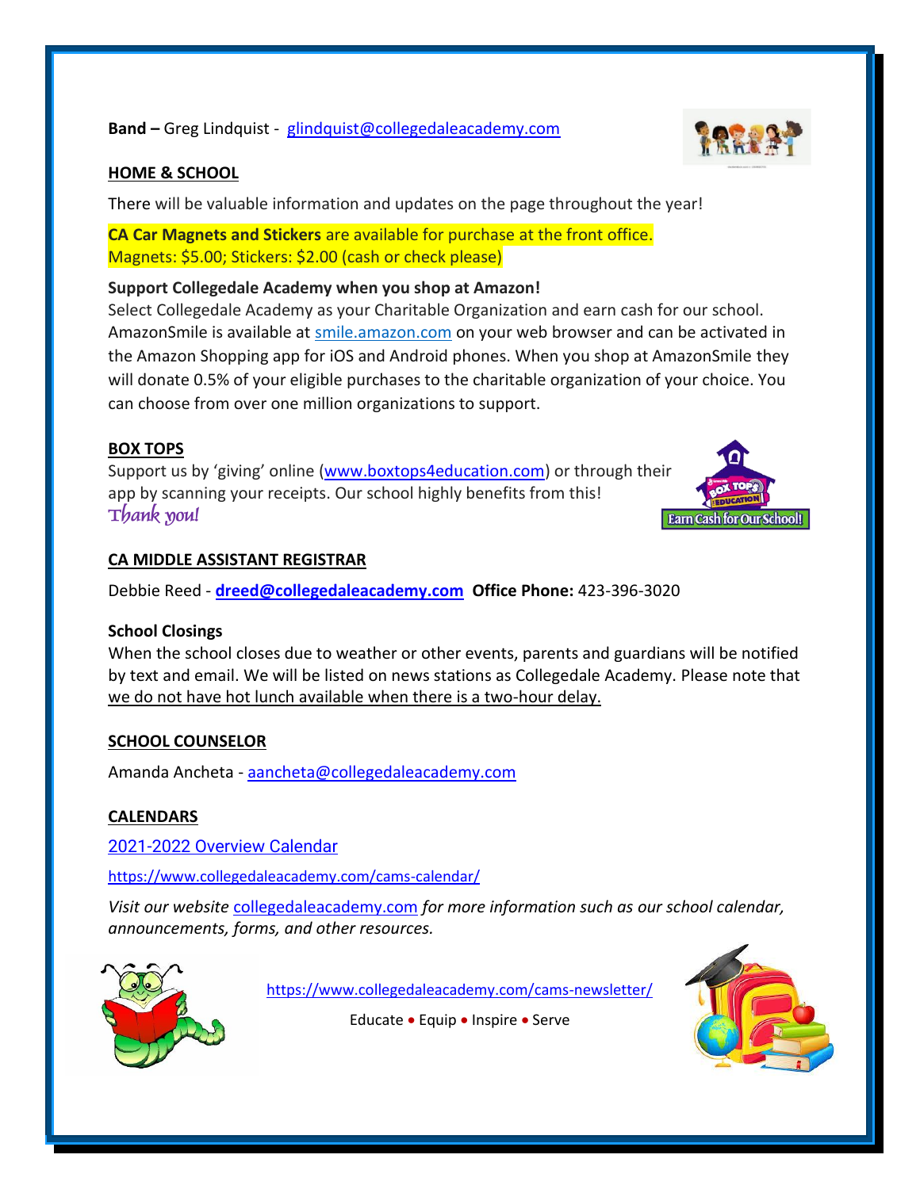**Band –** Greg Lindquist - glindquist@collegedaleacademy.com

**HOME & SCHOOL**

There will be valuable information and updates on the page throughout the year!

**CA Car Magnets and Stickers** are available for purchase at the front office.
Magnets: $5.00; Stickers: $2.00 (cash or check please)

**Support Collegedale Academy when you shop at Amazon!**
Select Collegedale Academy as your Charitable Organization and earn cash for our school. AmazonSmile is available at smile.amazon.com on your web browser and can be activated in the Amazon Shopping app for iOS and Android phones. When you shop at AmazonSmile they will donate 0.5% of your eligible purchases to the charitable organization of your choice. You can choose from over one million organizations to support.

**BOX TOPS**

Support us by 'giving' online (www.boxtops4education.com) or through their app by scanning your receipts. Our school highly benefits from this!
*Thank you!*

**CA MIDDLE ASSISTANT REGISTRAR**

Debbie Reed - **dreed@collegedaleacademy.com** **Office Phone:** 423-396-3020

**School Closings**
When the school closes due to weather or other events, parents and guardians will be notified by text and email. We will be listed on news stations as Collegedale Academy. Please note that we do not have hot lunch available when there is a two-hour delay.

**SCHOOL COUNSELOR**

Amanda Ancheta - aancheta@collegedaleacademy.com

**CALENDARS**

2021-2022 Overview Calendar

https://www.collegedaleacademy.com/cams-calendar/

*Visit our website* collegedaleacademy.com *for more information such as our school calendar, announcements, forms, and other resources.*

https://www.collegedaleacademy.com/cams-newsletter/

Educate • Equip • Inspire • Serve